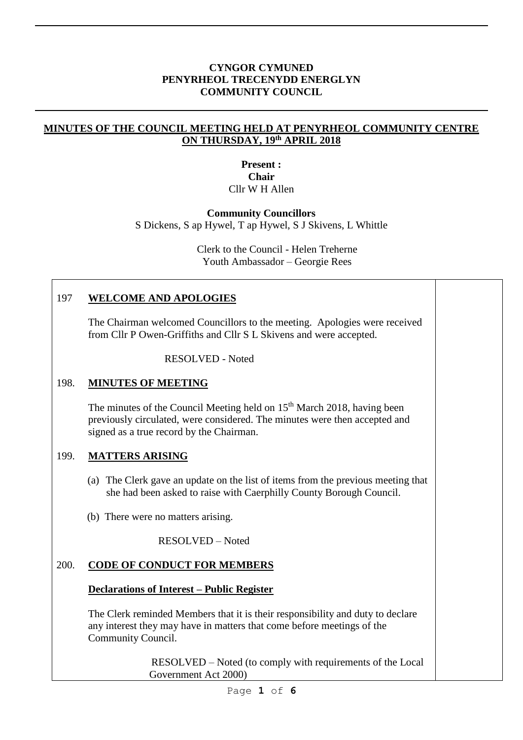**CYNGOR CYMUNED**
**PENYRHEOL TRECENYDD ENERGLYN**
**COMMUNITY COUNCIL**

**MINUTES OF THE COUNCIL MEETING HELD AT PENYRHEOL COMMUNITY CENTRE ON THURSDAY, 19th APRIL 2018**

**Present :**
**Chair**
Cllr W H Allen

**Community Councillors**
S Dickens, S ap Hywel, T ap Hywel, S J Skivens, L Whittle

Clerk to the Council - Helen Treherne
Youth Ambassador – Georgie Rees

## 197 WELCOME AND APOLOGIES

The Chairman welcomed Councillors to the meeting. Apologies were received from Cllr P Owen-Griffiths and Cllr S L Skivens and were accepted.

RESOLVED - Noted

## 198. MINUTES OF MEETING

The minutes of the Council Meeting held on 15th March 2018, having been previously circulated, were considered. The minutes were then accepted and signed as a true record by the Chairman.

## 199. MATTERS ARISING

(a) The Clerk gave an update on the list of items from the previous meeting that she had been asked to raise with Caerphilly County Borough Council.

(b) There were no matters arising.

RESOLVED – Noted

## 200. CODE OF CONDUCT FOR MEMBERS

**Declarations of Interest – Public Register**

The Clerk reminded Members that it is their responsibility and duty to declare any interest they may have in matters that come before meetings of the Community Council.

RESOLVED – Noted (to comply with requirements of the Local Government Act 2000)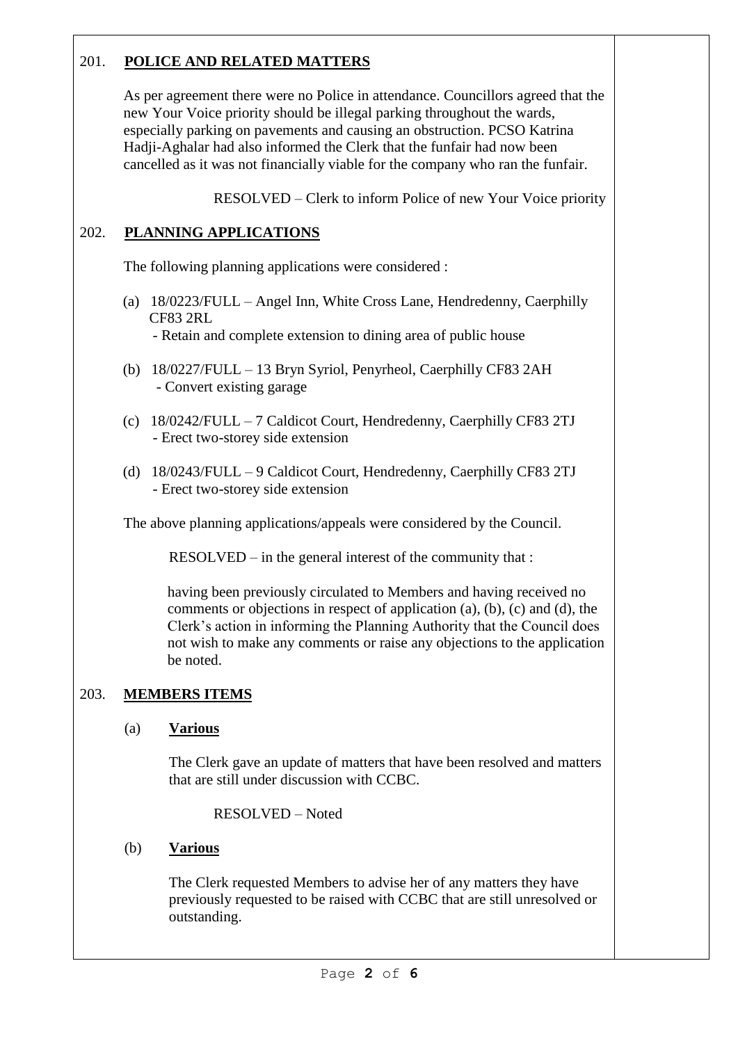## 201. **POLICE AND RELATED MATTERS**

As per agreement there were no Police in attendance. Councillors agreed that the new Your Voice priority should be illegal parking throughout the wards, especially parking on pavements and causing an obstruction. PCSO Katrina Hadji-Aghalar had also informed the Clerk that the funfair had now been cancelled as it was not financially viable for the company who ran the funfair.

RESOLVED – Clerk to inform Police of new Your Voice priority

## 202. **PLANNING APPLICATIONS**

The following planning applications were considered :

(a) 18/0223/FULL – Angel Inn, White Cross Lane, Hendredenny, Caerphilly CF83 2RL
- Retain and complete extension to dining area of public house

(b) 18/0227/FULL – 13 Bryn Syriol, Penyrheol, Caerphilly CF83 2AH
- Convert existing garage

(c) 18/0242/FULL – 7 Caldicot Court, Hendredenny, Caerphilly CF83 2TJ
- Erect two-storey side extension

(d) 18/0243/FULL – 9 Caldicot Court, Hendredenny, Caerphilly CF83 2TJ
- Erect two-storey side extension

The above planning applications/appeals were considered by the Council.

RESOLVED – in the general interest of the community that :

having been previously circulated to Members and having received no comments or objections in respect of application (a), (b), (c) and (d), the Clerk's action in informing the Planning Authority that the Council does not wish to make any comments or raise any objections to the application be noted.

## 203. **MEMBERS ITEMS**

### (a) **Various**

The Clerk gave an update of matters that have been resolved and matters that are still under discussion with CCBC.

RESOLVED – Noted

### (b) **Various**

The Clerk requested Members to advise her of any matters they have previously requested to be raised with CCBC that are still unresolved or outstanding.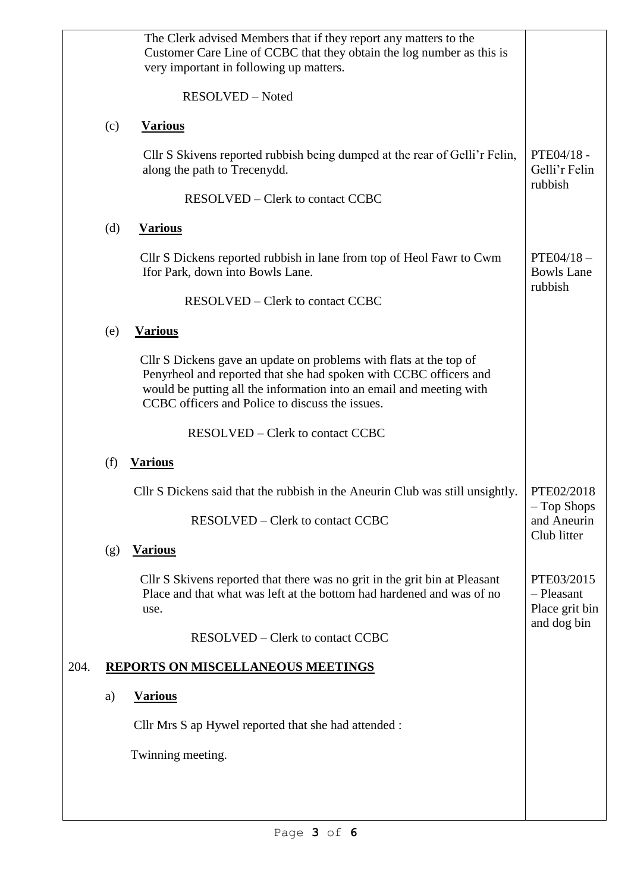The Clerk advised Members that if they report any matters to the Customer Care Line of CCBC that they obtain the log number as this is very important in following up matters.

RESOLVED – Noted

(c) **Various**

Cllr S Skivens reported rubbish being dumped at the rear of Gelli'r Felin, along the path to Trecenydd.

RESOLVED – Clerk to contact CCBC

*PTE04/18 - Gelli'r Felin rubbish*

(d) **Various**

Cllr S Dickens reported rubbish in lane from top of Heol Fawr to Cwm Ifor Park, down into Bowls Lane.

RESOLVED – Clerk to contact CCBC

*PTE04/18 – Bowls Lane rubbish*

(e) **Various**

Cllr S Dickens gave an update on problems with flats at the top of Penyrheol and reported that she had spoken with CCBC officers and would be putting all the information into an email and meeting with CCBC officers and Police to discuss the issues.

RESOLVED – Clerk to contact CCBC

(f) **Various**

Cllr S Dickens said that the rubbish in the Aneurin Club was still unsightly.

RESOLVED – Clerk to contact CCBC

*PTE02/2018 – Top Shops and Aneurin Club litter*

(g) **Various**

Cllr S Skivens reported that there was no grit in the grit bin at Pleasant Place and that what was left at the bottom had hardened and was of no use.

RESOLVED – Clerk to contact CCBC

*PTE03/2015 – Pleasant Place grit bin and dog bin*

## 204. REPORTS ON MISCELLANEOUS MEETINGS

a) **Various**

Cllr Mrs S ap Hywel reported that she had attended :

Twinning meeting.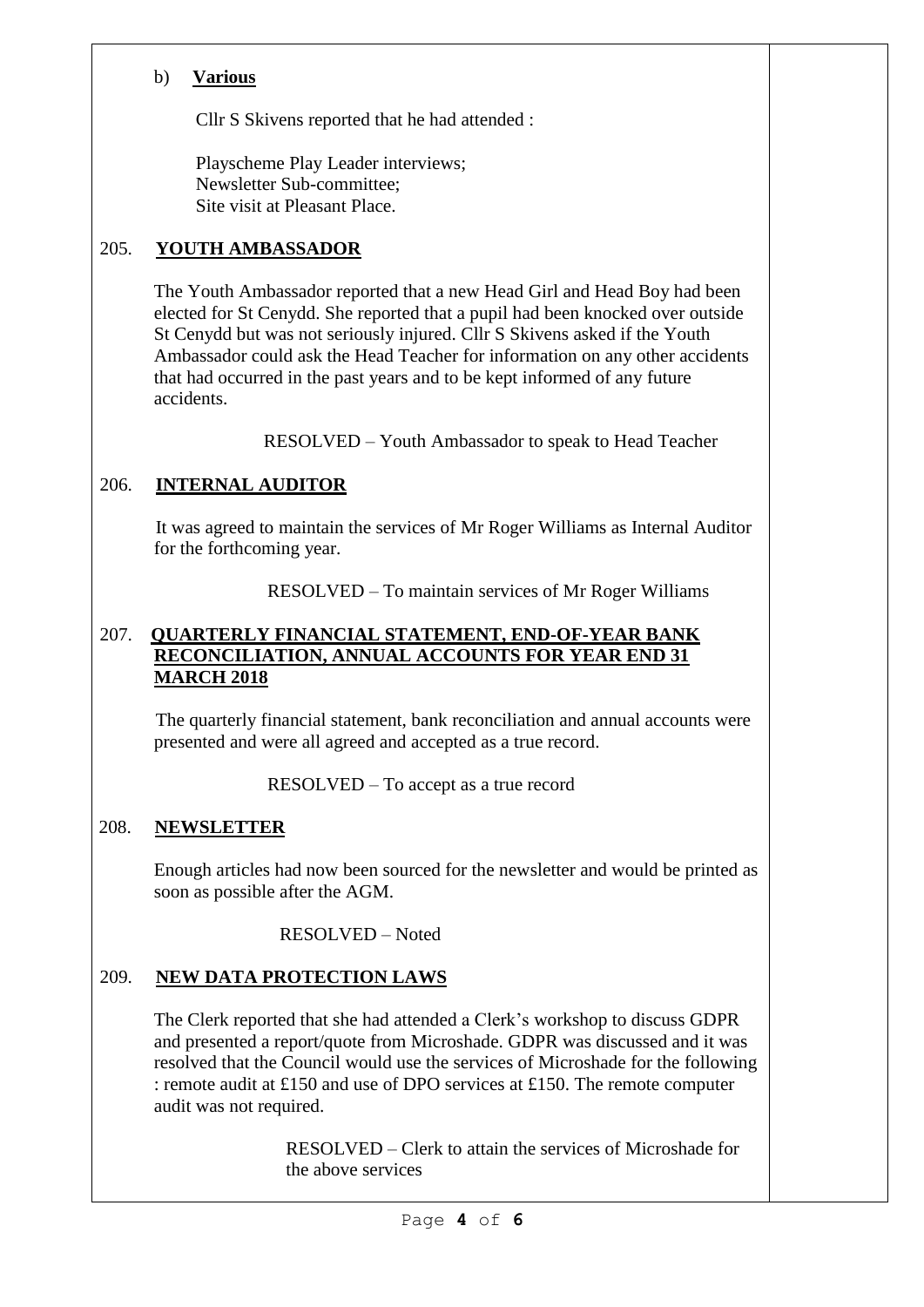b) **Various**

Cllr S Skivens reported that he had attended :

Playscheme Play Leader interviews;
Newsletter Sub-committee;
Site visit at Pleasant Place.

## 205. **YOUTH AMBASSADOR**

The Youth Ambassador reported that a new Head Girl and Head Boy had been elected for St Cenydd. She reported that a pupil had been knocked over outside St Cenydd but was not seriously injured. Cllr S Skivens asked if the Youth Ambassador could ask the Head Teacher for information on any other accidents that had occurred in the past years and to be kept informed of any future accidents.

RESOLVED – Youth Ambassador to speak to Head Teacher

## 206. **INTERNAL AUDITOR**

It was agreed to maintain the services of Mr Roger Williams as Internal Auditor for the forthcoming year.

RESOLVED – To maintain services of Mr Roger Williams

## 207. **QUARTERLY FINANCIAL STATEMENT, END-OF-YEAR BANK RECONCILIATION, ANNUAL ACCOUNTS FOR YEAR END 31 MARCH 2018**

The quarterly financial statement, bank reconciliation and annual accounts were presented and were all agreed and accepted as a true record.

RESOLVED – To accept as a true record

## 208. **NEWSLETTER**

Enough articles had now been sourced for the newsletter and would be printed as soon as possible after the AGM.

RESOLVED – Noted

## 209. **NEW DATA PROTECTION LAWS**

The Clerk reported that she had attended a Clerk's workshop to discuss GDPR and presented a report/quote from Microshade. GDPR was discussed and it was resolved that the Council would use the services of Microshade for the following : remote audit at £150 and use of DPO services at £150. The remote computer audit was not required.

RESOLVED – Clerk to attain the services of Microshade for the above services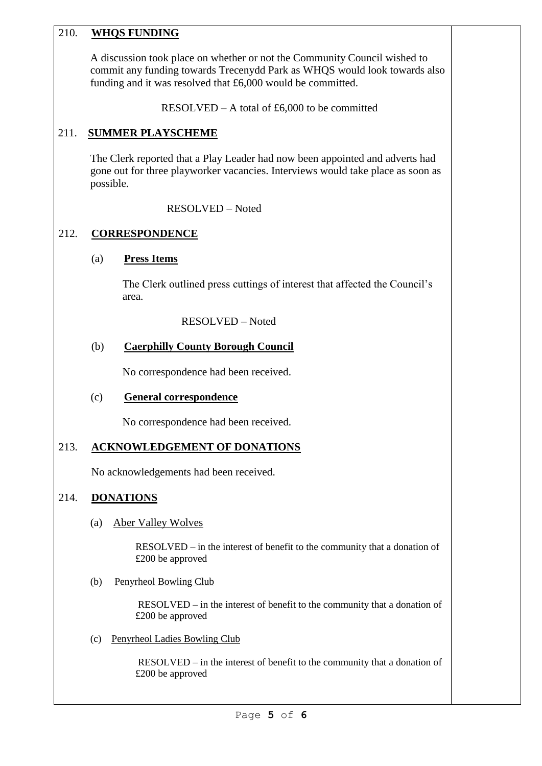## 210. WHQS FUNDING

A discussion took place on whether or not the Community Council wished to commit any funding towards Trecenydd Park as WHQS would look towards also funding and it was resolved that £6,000 would be committed.

RESOLVED – A total of £6,000 to be committed

## 211. SUMMER PLAYSCHEME

The Clerk reported that a Play Leader had now been appointed and adverts had gone out for three playworker vacancies. Interviews would take place as soon as possible.

RESOLVED – Noted

## 212. CORRESPONDENCE

### (a) Press Items

The Clerk outlined press cuttings of interest that affected the Council's area.

RESOLVED – Noted

### (b) Caerphilly County Borough Council

No correspondence had been received.

### (c) General correspondence

No correspondence had been received.

## 213. ACKNOWLEDGEMENT OF DONATIONS

No acknowledgements had been received.

## 214. DONATIONS

(a) Aber Valley Wolves

RESOLVED – in the interest of benefit to the community that a donation of £200 be approved

(b) Penyrheol Bowling Club

RESOLVED – in the interest of benefit to the community that a donation of £200 be approved

(c) Penyrheol Ladies Bowling Club

RESOLVED – in the interest of benefit to the community that a donation of £200 be approved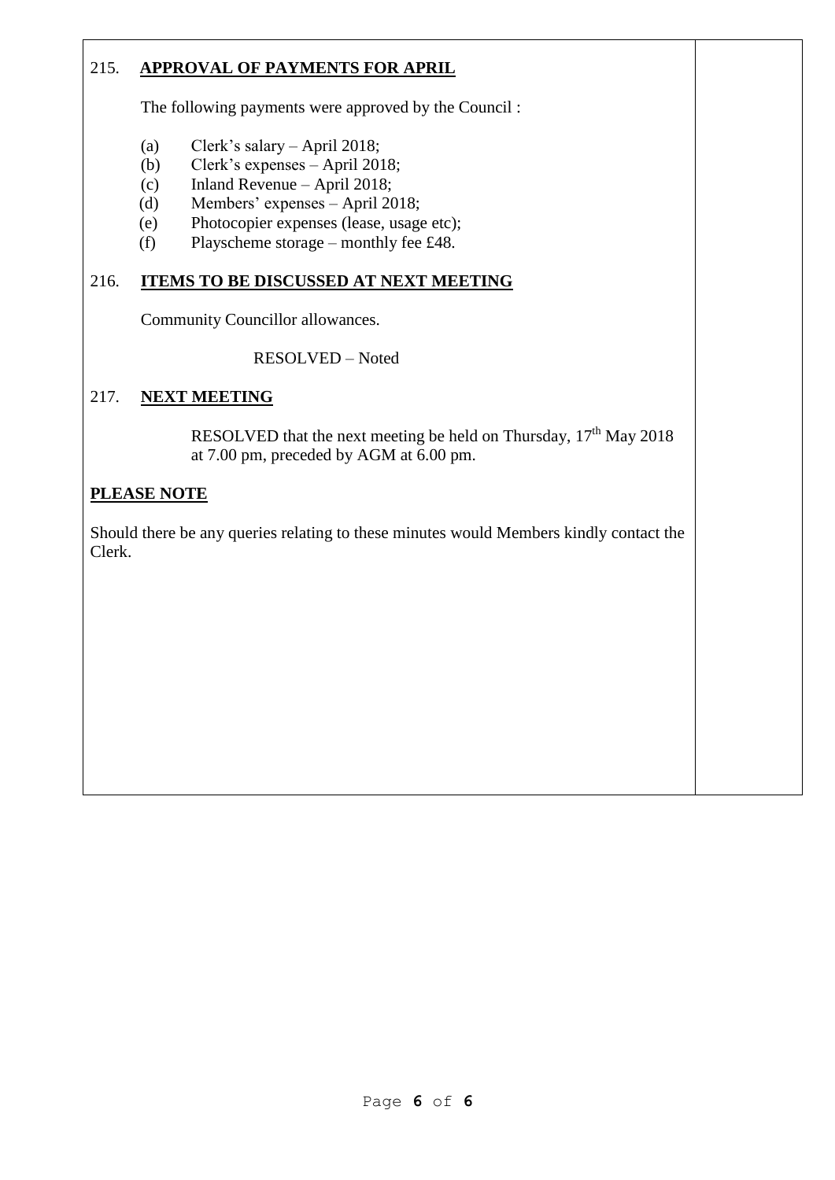## 215. APPROVAL OF PAYMENTS FOR APRIL

The following payments were approved by the Council :

(a) Clerk's salary – April 2018;
(b) Clerk's expenses – April 2018;
(c) Inland Revenue – April 2018;
(d) Members' expenses – April 2018;
(e) Photocopier expenses (lease, usage etc);
(f) Playscheme storage – monthly fee £48.

## 216. ITEMS TO BE DISCUSSED AT NEXT MEETING

Community Councillor allowances.

RESOLVED – Noted

## 217. NEXT MEETING

RESOLVED that the next meeting be held on Thursday, 17th May 2018 at 7.00 pm, preceded by AGM at 6.00 pm.

**PLEASE NOTE**

Should there be any queries relating to these minutes would Members kindly contact the Clerk.